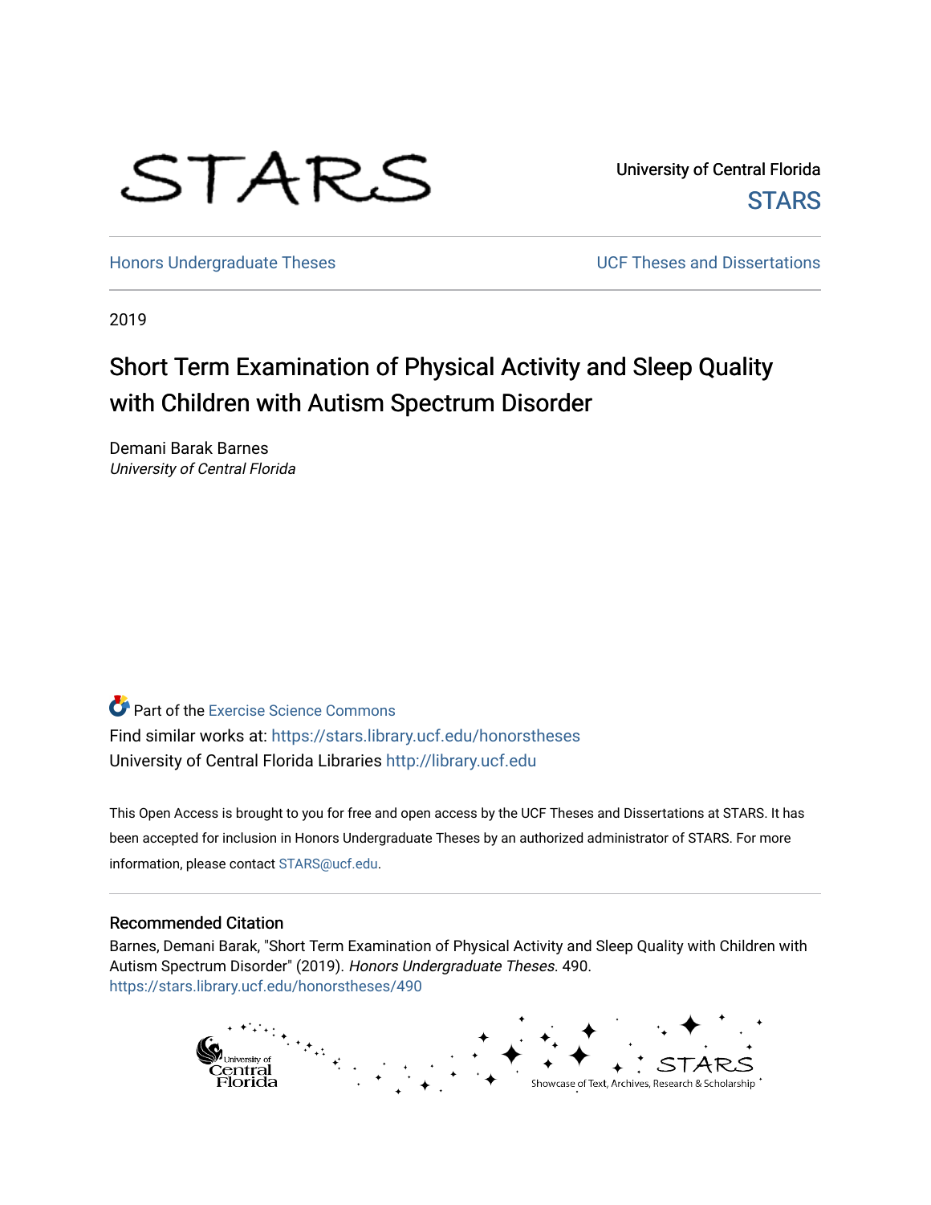STARS

University of Central Florida

STARS

Honors Undergraduate Theses

UCF Theses and Dissertations

2019

# Short Term Examination of Physical Activity and Sleep Quality with Children with Autism Spectrum Disorder

Demani Barak Barnes

*University of Central Florida*

Part of the Exercise Science Commons

Find similar works at: https://stars.library.ucf.edu/honorstheses

University of Central Florida Libraries http://library.ucf.edu

This Open Access is brought to you for free and open access by the UCF Theses and Dissertations at STARS. It has been accepted for inclusion in Honors Undergraduate Theses by an authorized administrator of STARS. For more information, please contact STARS@ucf.edu.

## Recommended Citation

Barnes, Demani Barak, "Short Term Examination of Physical Activity and Sleep Quality with Children with Autism Spectrum Disorder" (2019). *Honors Undergraduate Theses*. 490.
https://stars.library.ucf.edu/honorstheses/490

University of Central Florida

STARS

Showcase of Text, Archives, Research & Scholarship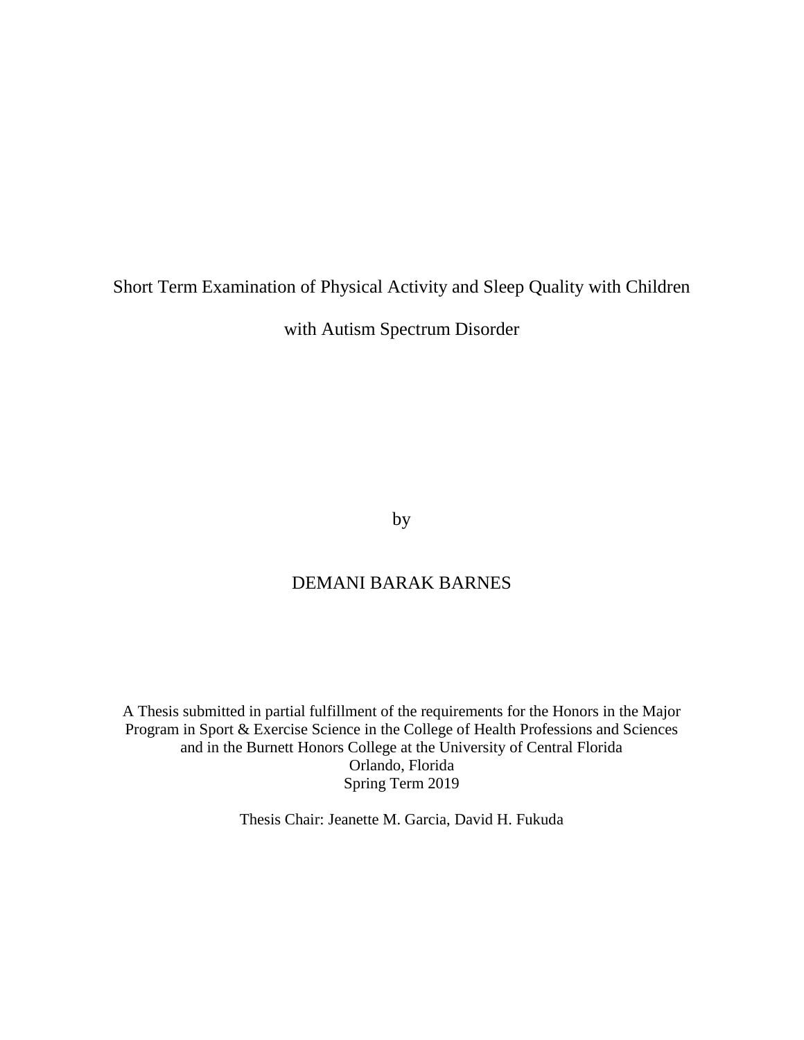# Short Term Examination of Physical Activity and Sleep Quality with Children with Autism Spectrum Disorder

by

DEMANI BARAK BARNES

A Thesis submitted in partial fulfillment of the requirements for the Honors in the Major Program in Sport & Exercise Science in the College of Health Professions and Sciences and in the Burnett Honors College at the University of Central Florida
Orlando, Florida
Spring Term 2019

Thesis Chair: Jeanette M. Garcia, David H. Fukuda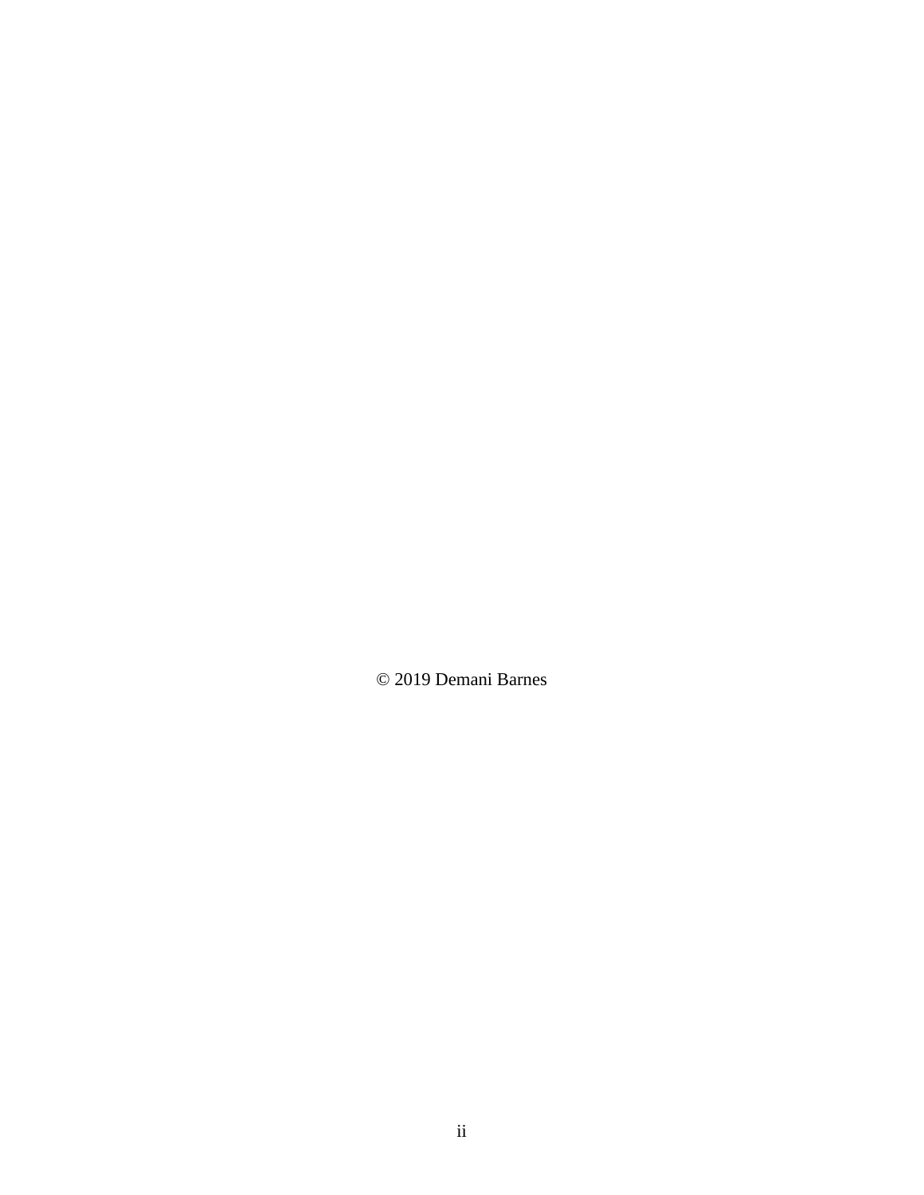© 2019 Demani Barnes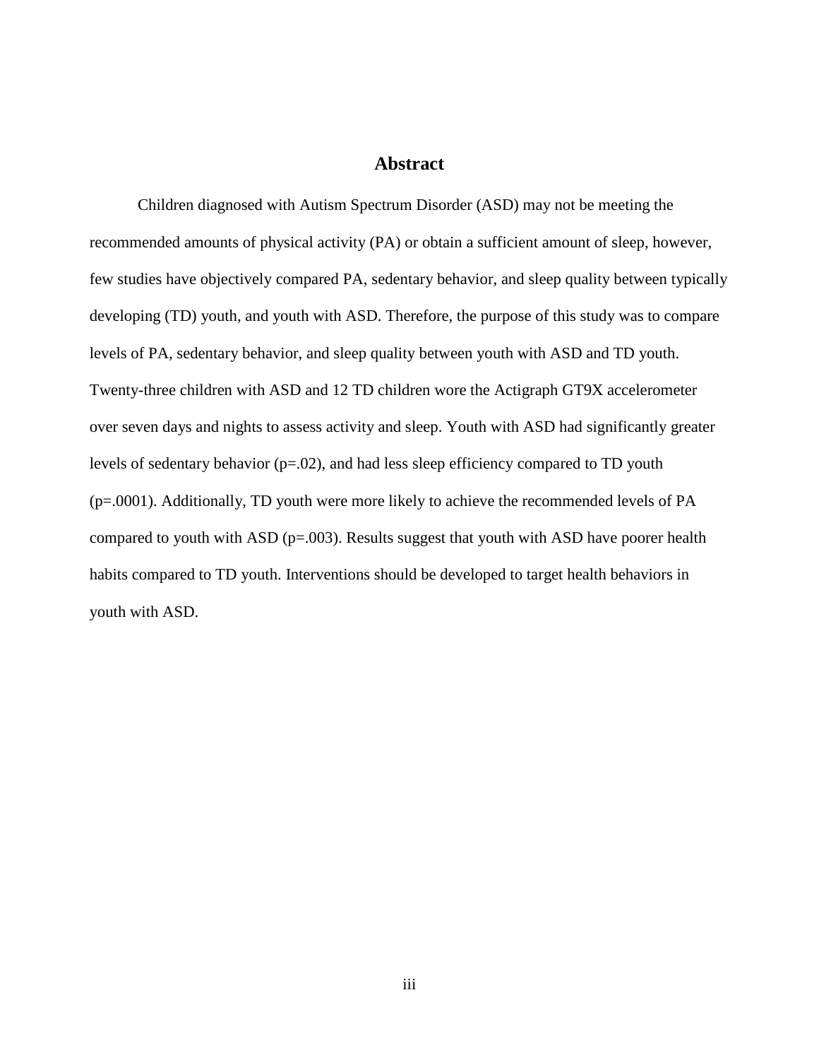# Abstract

Children diagnosed with Autism Spectrum Disorder (ASD) may not be meeting the recommended amounts of physical activity (PA) or obtain a sufficient amount of sleep, however, few studies have objectively compared PA, sedentary behavior, and sleep quality between typically developing (TD) youth, and youth with ASD. Therefore, the purpose of this study was to compare levels of PA, sedentary behavior, and sleep quality between youth with ASD and TD youth. Twenty-three children with ASD and 12 TD children wore the Actigraph GT9X accelerometer over seven days and nights to assess activity and sleep. Youth with ASD had significantly greater levels of sedentary behavior ($p=.02$), and had less sleep efficiency compared to TD youth ($p=.0001$). Additionally, TD youth were more likely to achieve the recommended levels of PA compared to youth with ASD ($p=.003$). Results suggest that youth with ASD have poorer health habits compared to TD youth. Interventions should be developed to target health behaviors in youth with ASD.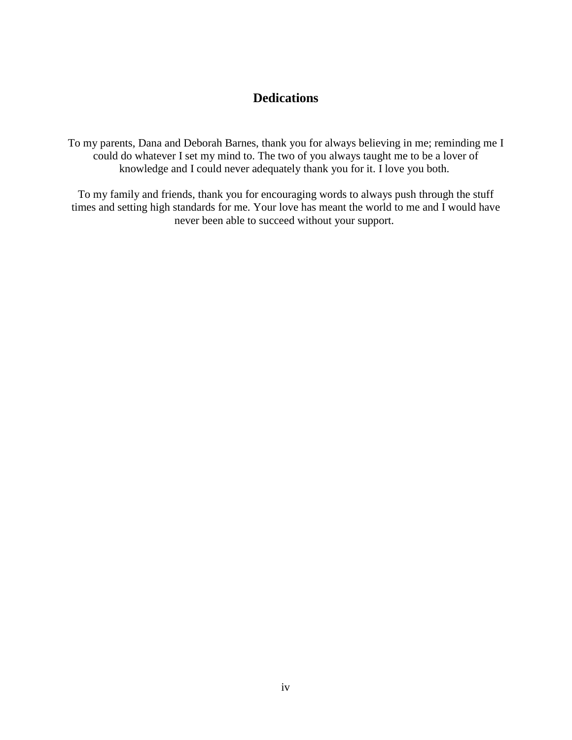# Dedications

To my parents, Dana and Deborah Barnes, thank you for always believing in me; reminding me I could do whatever I set my mind to. The two of you always taught me to be a lover of knowledge and I could never adequately thank you for it. I love you both.

To my family and friends, thank you for encouraging words to always push through the stuff times and setting high standards for me. Your love has meant the world to me and I would have never been able to succeed without your support.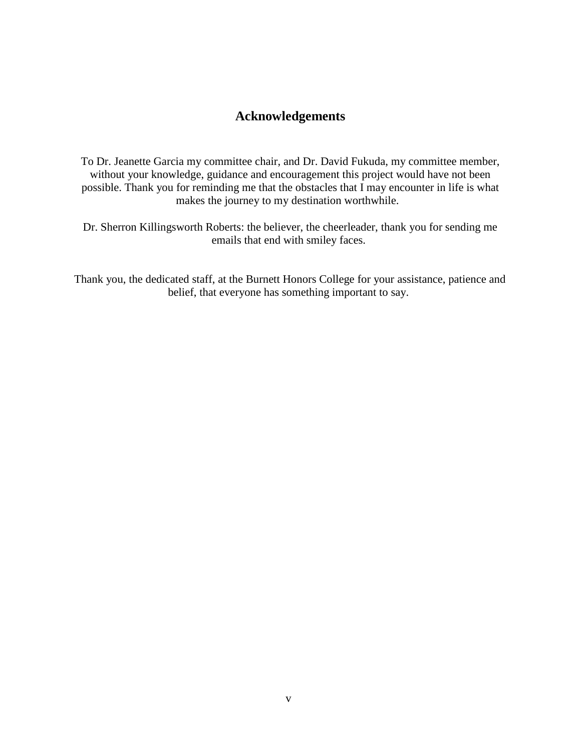# Acknowledgements

To Dr. Jeanette Garcia my committee chair, and Dr. David Fukuda, my committee member, without your knowledge, guidance and encouragement this project would have not been possible. Thank you for reminding me that the obstacles that I may encounter in life is what makes the journey to my destination worthwhile.

Dr. Sherron Killingsworth Roberts: the believer, the cheerleader, thank you for sending me emails that end with smiley faces.

Thank you, the dedicated staff, at the Burnett Honors College for your assistance, patience and belief, that everyone has something important to say.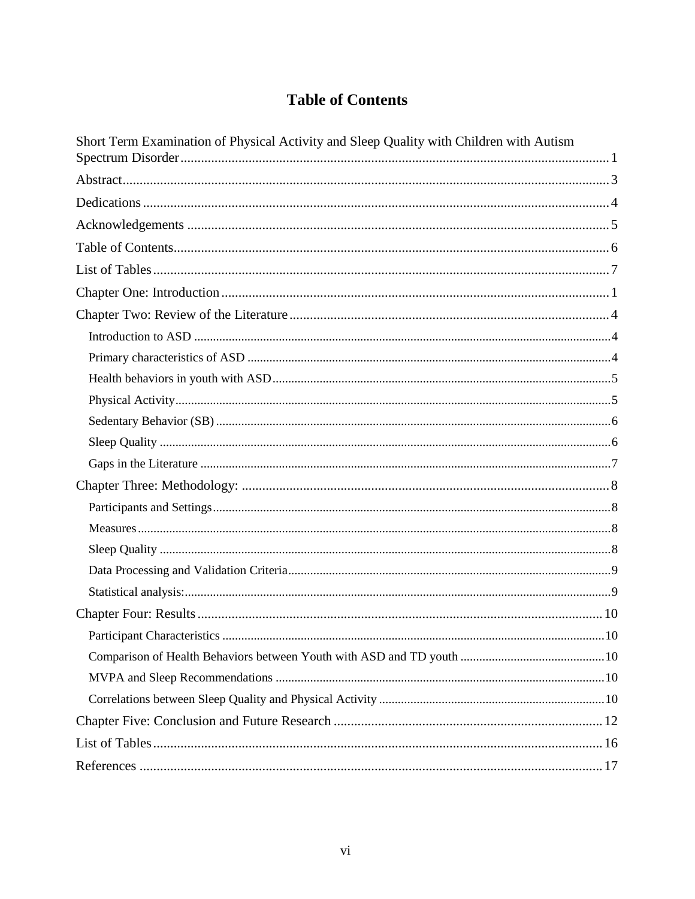# Table of Contents

Short Term Examination of Physical Activity and Sleep Quality with Children with Autism Spectrum Disorder .......... 1

Abstract .......... 3

Dedications .......... 4

Acknowledgements .......... 5

Table of Contents .......... 6

List of Tables .......... 7

Chapter One: Introduction .......... 1

Chapter Two: Review of the Literature .......... 4

- Introduction to ASD .......... 4
- Primary characteristics of ASD .......... 4
- Health behaviors in youth with ASD .......... 5
- Physical Activity .......... 5
- Sedentary Behavior (SB) .......... 6
- Sleep Quality .......... 6
- Gaps in the Literature .......... 7

Chapter Three: Methodology: .......... 8

- Participants and Settings .......... 8
- Measures .......... 8
- Sleep Quality .......... 8
- Data Processing and Validation Criteria .......... 9
- Statistical analysis: .......... 9

Chapter Four: Results .......... 10

- Participant Characteristics .......... 10
- Comparison of Health Behaviors between Youth with ASD and TD youth .......... 10
- MVPA and Sleep Recommendations .......... 10
- Correlations between Sleep Quality and Physical Activity .......... 10

Chapter Five: Conclusion and Future Research .......... 12

List of Tables .......... 16

References .......... 17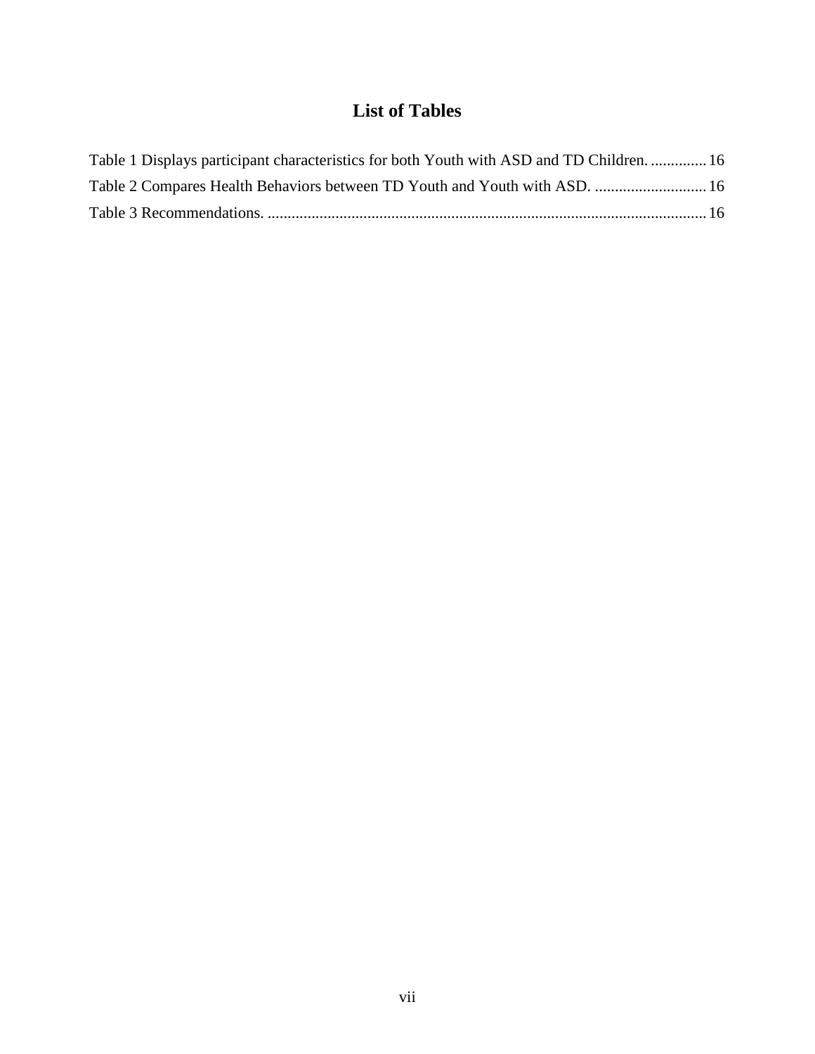# List of Tables

Table 1 Displays participant characteristics for both Youth with ASD and TD Children. .............. 16

Table 2 Compares Health Behaviors between TD Youth and Youth with ASD. ............................ 16

Table 3 Recommendations. ............................................................................................................. 16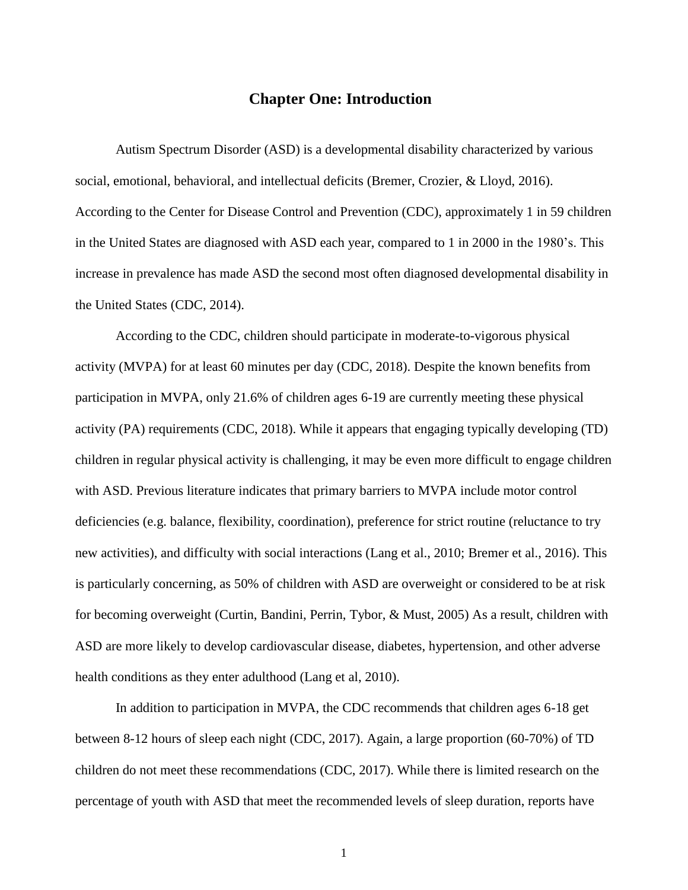# Chapter One: Introduction

Autism Spectrum Disorder (ASD) is a developmental disability characterized by various social, emotional, behavioral, and intellectual deficits (Bremer, Crozier, & Lloyd, 2016). According to the Center for Disease Control and Prevention (CDC), approximately 1 in 59 children in the United States are diagnosed with ASD each year, compared to 1 in 2000 in the 1980's. This increase in prevalence has made ASD the second most often diagnosed developmental disability in the United States (CDC, 2014).

According to the CDC, children should participate in moderate-to-vigorous physical activity (MVPA) for at least 60 minutes per day (CDC, 2018). Despite the known benefits from participation in MVPA, only 21.6% of children ages 6-19 are currently meeting these physical activity (PA) requirements (CDC, 2018). While it appears that engaging typically developing (TD) children in regular physical activity is challenging, it may be even more difficult to engage children with ASD. Previous literature indicates that primary barriers to MVPA include motor control deficiencies (e.g. balance, flexibility, coordination), preference for strict routine (reluctance to try new activities), and difficulty with social interactions (Lang et al., 2010; Bremer et al., 2016). This is particularly concerning, as 50% of children with ASD are overweight or considered to be at risk for becoming overweight (Curtin, Bandini, Perrin, Tybor, & Must, 2005) As a result, children with ASD are more likely to develop cardiovascular disease, diabetes, hypertension, and other adverse health conditions as they enter adulthood (Lang et al, 2010).

In addition to participation in MVPA, the CDC recommends that children ages 6-18 get between 8-12 hours of sleep each night (CDC, 2017). Again, a large proportion (60-70%) of TD children do not meet these recommendations (CDC, 2017). While there is limited research on the percentage of youth with ASD that meet the recommended levels of sleep duration, reports have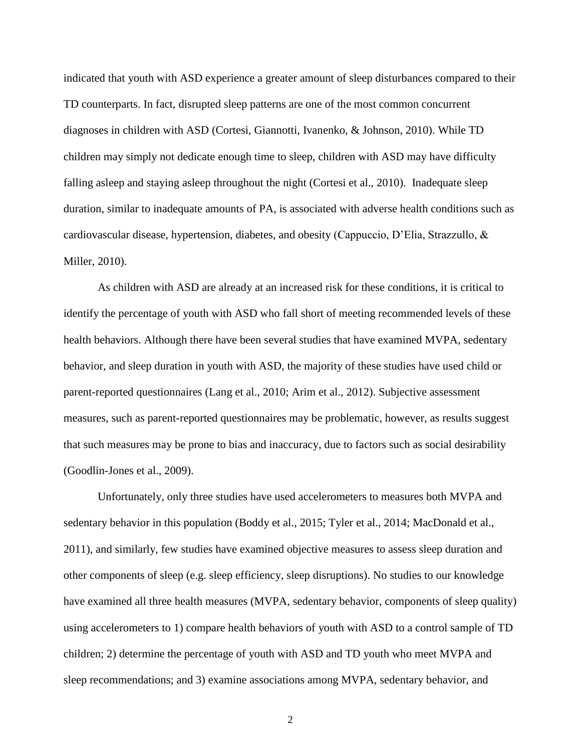indicated that youth with ASD experience a greater amount of sleep disturbances compared to their TD counterparts. In fact, disrupted sleep patterns are one of the most common concurrent diagnoses in children with ASD (Cortesi, Giannotti, Ivanenko, & Johnson, 2010). While TD children may simply not dedicate enough time to sleep, children with ASD may have difficulty falling asleep and staying asleep throughout the night (Cortesi et al., 2010). Inadequate sleep duration, similar to inadequate amounts of PA, is associated with adverse health conditions such as cardiovascular disease, hypertension, diabetes, and obesity (Cappuccio, D'Elia, Strazzullo, & Miller, 2010).

As children with ASD are already at an increased risk for these conditions, it is critical to identify the percentage of youth with ASD who fall short of meeting recommended levels of these health behaviors. Although there have been several studies that have examined MVPA, sedentary behavior, and sleep duration in youth with ASD, the majority of these studies have used child or parent-reported questionnaires (Lang et al., 2010; Arim et al., 2012). Subjective assessment measures, such as parent-reported questionnaires may be problematic, however, as results suggest that such measures may be prone to bias and inaccuracy, due to factors such as social desirability (Goodlin-Jones et al., 2009).

Unfortunately, only three studies have used accelerometers to measures both MVPA and sedentary behavior in this population (Boddy et al., 2015; Tyler et al., 2014; MacDonald et al., 2011), and similarly, few studies have examined objective measures to assess sleep duration and other components of sleep (e.g. sleep efficiency, sleep disruptions). No studies to our knowledge have examined all three health measures (MVPA, sedentary behavior, components of sleep quality) using accelerometers to 1) compare health behaviors of youth with ASD to a control sample of TD children; 2) determine the percentage of youth with ASD and TD youth who meet MVPA and sleep recommendations; and 3) examine associations among MVPA, sedentary behavior, and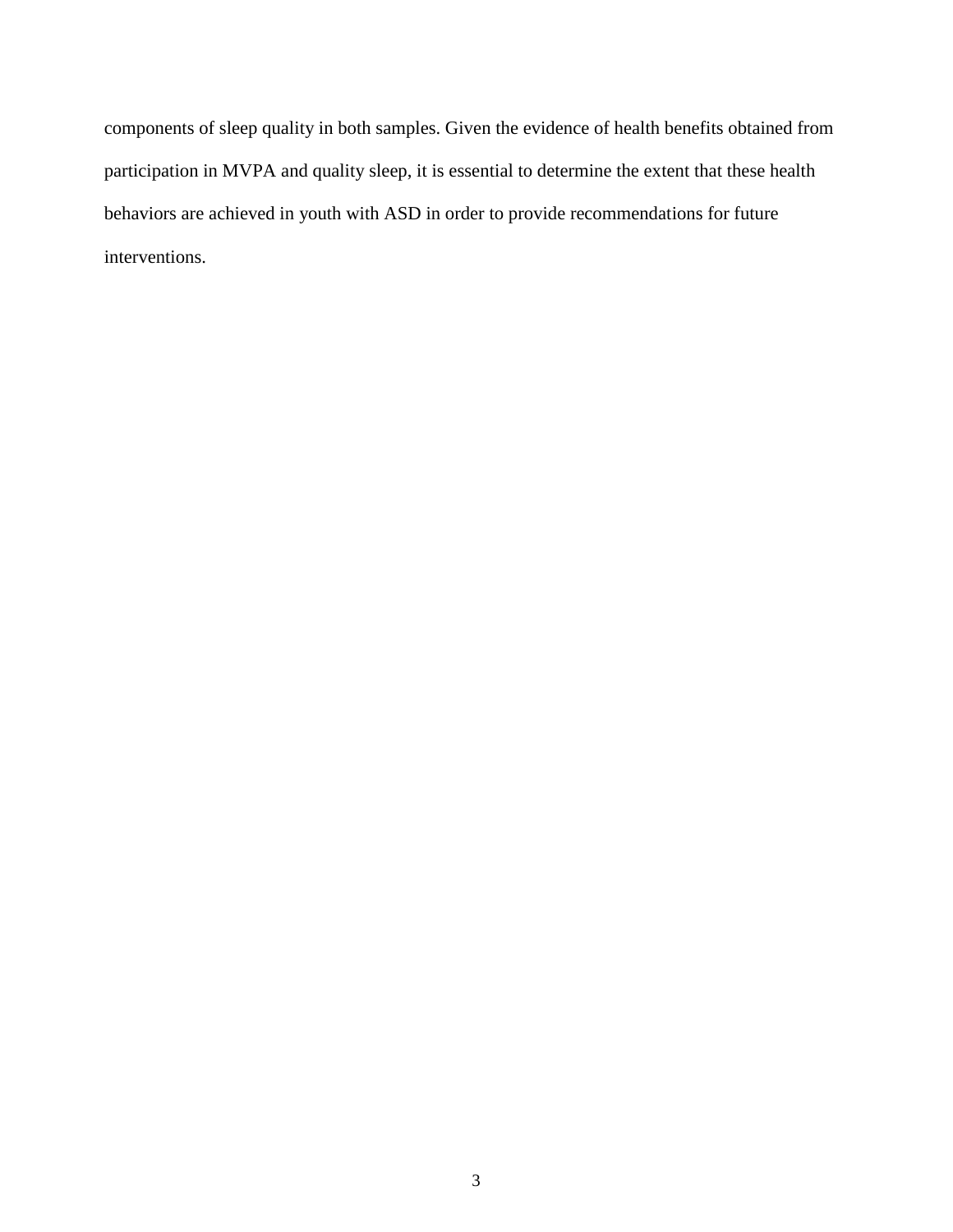components of sleep quality in both samples. Given the evidence of health benefits obtained from participation in MVPA and quality sleep, it is essential to determine the extent that these health behaviors are achieved in youth with ASD in order to provide recommendations for future interventions.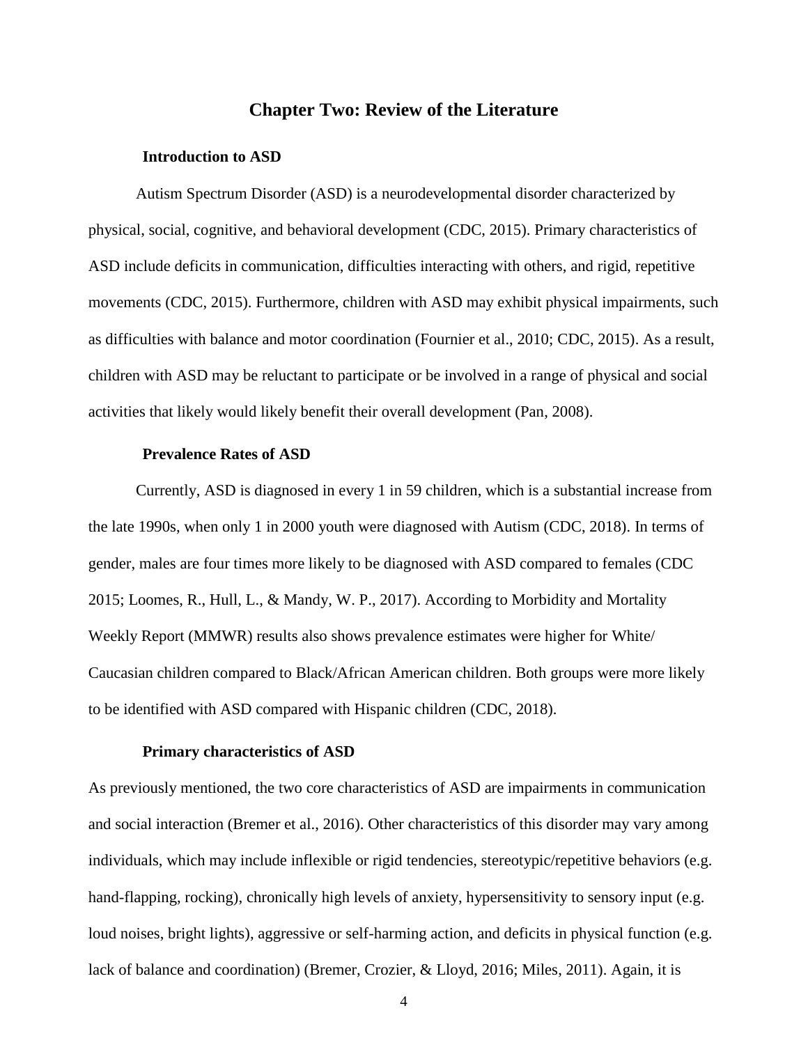# Chapter Two: Review of the Literature

## Introduction to ASD

Autism Spectrum Disorder (ASD) is a neurodevelopmental disorder characterized by physical, social, cognitive, and behavioral development (CDC, 2015). Primary characteristics of ASD include deficits in communication, difficulties interacting with others, and rigid, repetitive movements (CDC, 2015). Furthermore, children with ASD may exhibit physical impairments, such as difficulties with balance and motor coordination (Fournier et al., 2010; CDC, 2015). As a result, children with ASD may be reluctant to participate or be involved in a range of physical and social activities that likely would likely benefit their overall development (Pan, 2008).

## Prevalence Rates of ASD

Currently, ASD is diagnosed in every 1 in 59 children, which is a substantial increase from the late 1990s, when only 1 in 2000 youth were diagnosed with Autism (CDC, 2018). In terms of gender, males are four times more likely to be diagnosed with ASD compared to females (CDC 2015; Loomes, R., Hull, L., & Mandy, W. P., 2017). According to Morbidity and Mortality Weekly Report (MMWR) results also shows prevalence estimates were higher for White/ Caucasian children compared to Black/African American children. Both groups were more likely to be identified with ASD compared with Hispanic children (CDC, 2018).

## Primary characteristics of ASD

As previously mentioned, the two core characteristics of ASD are impairments in communication and social interaction (Bremer et al., 2016). Other characteristics of this disorder may vary among individuals, which may include inflexible or rigid tendencies, stereotypic/repetitive behaviors (e.g. hand-flapping, rocking), chronically high levels of anxiety, hypersensitivity to sensory input (e.g. loud noises, bright lights), aggressive or self-harming action, and deficits in physical function (e.g. lack of balance and coordination) (Bremer, Crozier, & Lloyd, 2016; Miles, 2011). Again, it is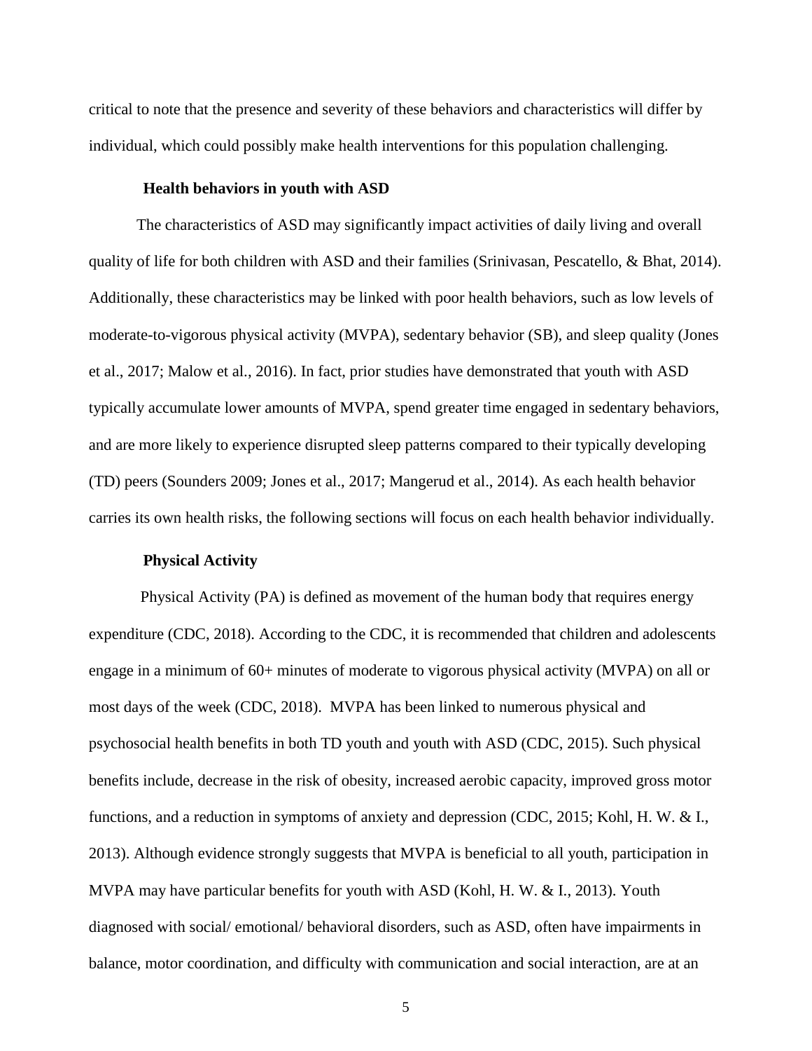critical to note that the presence and severity of these behaviors and characteristics will differ by individual, which could possibly make health interventions for this population challenging.

### Health behaviors in youth with ASD

The characteristics of ASD may significantly impact activities of daily living and overall quality of life for both children with ASD and their families (Srinivasan, Pescatello, & Bhat, 2014). Additionally, these characteristics may be linked with poor health behaviors, such as low levels of moderate-to-vigorous physical activity (MVPA), sedentary behavior (SB), and sleep quality (Jones et al., 2017; Malow et al., 2016). In fact, prior studies have demonstrated that youth with ASD typically accumulate lower amounts of MVPA, spend greater time engaged in sedentary behaviors, and are more likely to experience disrupted sleep patterns compared to their typically developing (TD) peers (Sounders 2009; Jones et al., 2017; Mangerud et al., 2014). As each health behavior carries its own health risks, the following sections will focus on each health behavior individually.

### Physical Activity

Physical Activity (PA) is defined as movement of the human body that requires energy expenditure (CDC, 2018). According to the CDC, it is recommended that children and adolescents engage in a minimum of 60+ minutes of moderate to vigorous physical activity (MVPA) on all or most days of the week (CDC, 2018). MVPA has been linked to numerous physical and psychosocial health benefits in both TD youth and youth with ASD (CDC, 2015). Such physical benefits include, decrease in the risk of obesity, increased aerobic capacity, improved gross motor functions, and a reduction in symptoms of anxiety and depression (CDC, 2015; Kohl, H. W. & I., 2013). Although evidence strongly suggests that MVPA is beneficial to all youth, participation in MVPA may have particular benefits for youth with ASD (Kohl, H. W. & I., 2013). Youth diagnosed with social/ emotional/ behavioral disorders, such as ASD, often have impairments in balance, motor coordination, and difficulty with communication and social interaction, are at an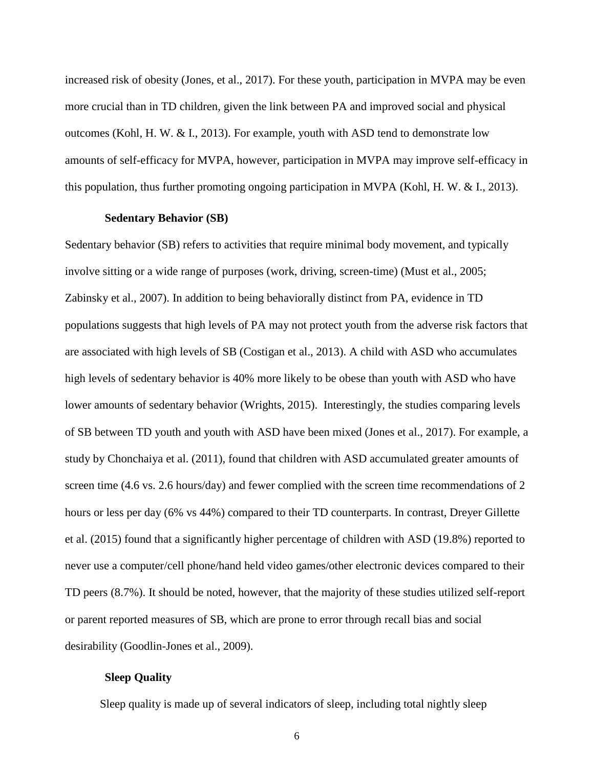increased risk of obesity (Jones, et al., 2017). For these youth, participation in MVPA may be even more crucial than in TD children, given the link between PA and improved social and physical outcomes (Kohl, H. W. & I., 2013). For example, youth with ASD tend to demonstrate low amounts of self-efficacy for MVPA, however, participation in MVPA may improve self-efficacy in this population, thus further promoting ongoing participation in MVPA (Kohl, H. W. & I., 2013).

### Sedentary Behavior (SB)

Sedentary behavior (SB) refers to activities that require minimal body movement, and typically involve sitting or a wide range of purposes (work, driving, screen-time) (Must et al., 2005; Zabinsky et al., 2007). In addition to being behaviorally distinct from PA, evidence in TD populations suggests that high levels of PA may not protect youth from the adverse risk factors that are associated with high levels of SB (Costigan et al., 2013). A child with ASD who accumulates high levels of sedentary behavior is 40% more likely to be obese than youth with ASD who have lower amounts of sedentary behavior (Wrights, 2015). Interestingly, the studies comparing levels of SB between TD youth and youth with ASD have been mixed (Jones et al., 2017). For example, a study by Chonchaiya et al. (2011), found that children with ASD accumulated greater amounts of screen time (4.6 vs. 2.6 hours/day) and fewer complied with the screen time recommendations of 2 hours or less per day (6% vs 44%) compared to their TD counterparts. In contrast, Dreyer Gillette et al. (2015) found that a significantly higher percentage of children with ASD (19.8%) reported to never use a computer/cell phone/hand held video games/other electronic devices compared to their TD peers (8.7%). It should be noted, however, that the majority of these studies utilized self-report or parent reported measures of SB, which are prone to error through recall bias and social desirability (Goodlin-Jones et al., 2009).

### Sleep Quality

Sleep quality is made up of several indicators of sleep, including total nightly sleep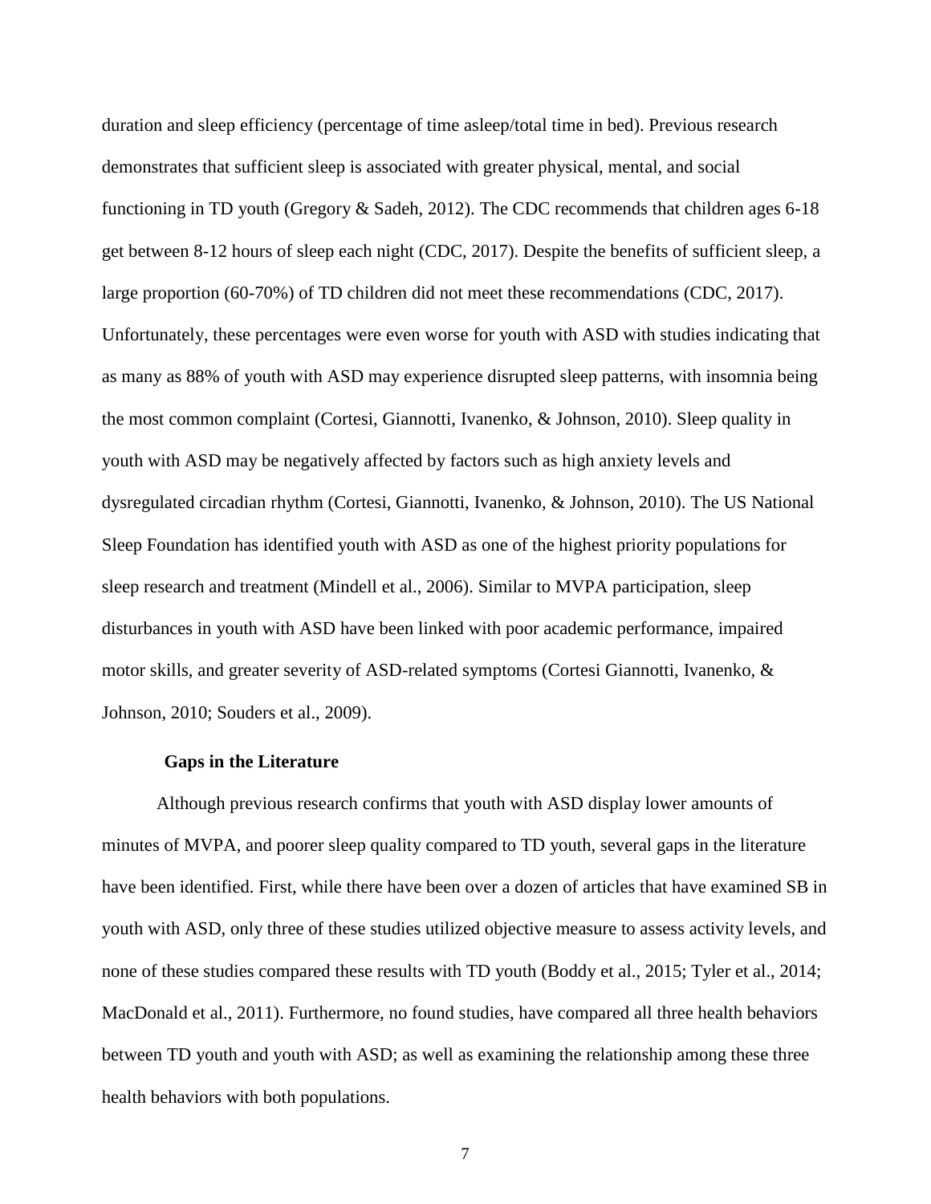duration and sleep efficiency (percentage of time asleep/total time in bed). Previous research demonstrates that sufficient sleep is associated with greater physical, mental, and social functioning in TD youth (Gregory & Sadeh, 2012). The CDC recommends that children ages 6-18 get between 8-12 hours of sleep each night (CDC, 2017). Despite the benefits of sufficient sleep, a large proportion (60-70%) of TD children did not meet these recommendations (CDC, 2017). Unfortunately, these percentages were even worse for youth with ASD with studies indicating that as many as 88% of youth with ASD may experience disrupted sleep patterns, with insomnia being the most common complaint (Cortesi, Giannotti, Ivanenko, & Johnson, 2010). Sleep quality in youth with ASD may be negatively affected by factors such as high anxiety levels and dysregulated circadian rhythm (Cortesi, Giannotti, Ivanenko, & Johnson, 2010). The US National Sleep Foundation has identified youth with ASD as one of the highest priority populations for sleep research and treatment (Mindell et al., 2006). Similar to MVPA participation, sleep disturbances in youth with ASD have been linked with poor academic performance, impaired motor skills, and greater severity of ASD-related symptoms (Cortesi Giannotti, Ivanenko, & Johnson, 2010; Souders et al., 2009).

**Gaps in the Literature**

Although previous research confirms that youth with ASD display lower amounts of minutes of MVPA, and poorer sleep quality compared to TD youth, several gaps in the literature have been identified. First, while there have been over a dozen of articles that have examined SB in youth with ASD, only three of these studies utilized objective measure to assess activity levels, and none of these studies compared these results with TD youth (Boddy et al., 2015; Tyler et al., 2014; MacDonald et al., 2011). Furthermore, no found studies, have compared all three health behaviors between TD youth and youth with ASD; as well as examining the relationship among these three health behaviors with both populations.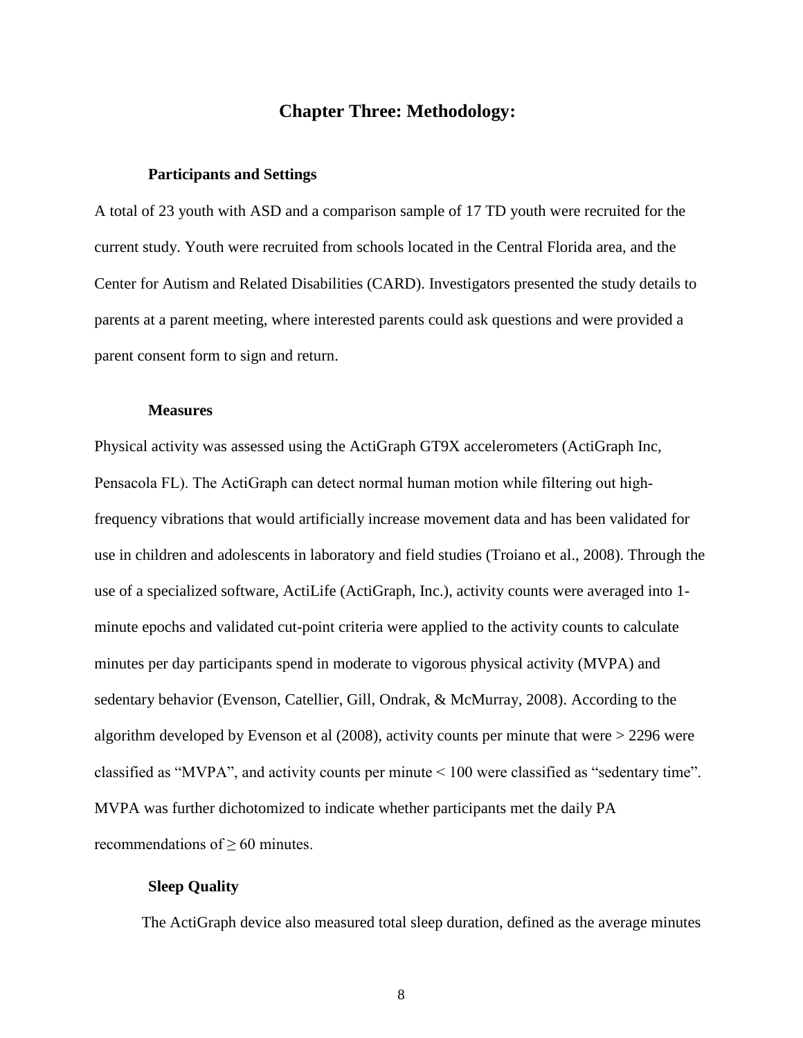# Chapter Three: Methodology:

## Participants and Settings

A total of 23 youth with ASD and a comparison sample of 17 TD youth were recruited for the current study. Youth were recruited from schools located in the Central Florida area, and the Center for Autism and Related Disabilities (CARD). Investigators presented the study details to parents at a parent meeting, where interested parents could ask questions and were provided a parent consent form to sign and return.

## Measures

Physical activity was assessed using the ActiGraph GT9X accelerometers (ActiGraph Inc, Pensacola FL). The ActiGraph can detect normal human motion while filtering out high-frequency vibrations that would artificially increase movement data and has been validated for use in children and adolescents in laboratory and field studies (Troiano et al., 2008). Through the use of a specialized software, ActiLife (ActiGraph, Inc.), activity counts were averaged into 1-minute epochs and validated cut-point criteria were applied to the activity counts to calculate minutes per day participants spend in moderate to vigorous physical activity (MVPA) and sedentary behavior (Evenson, Catellier, Gill, Ondrak, & McMurray, 2008). According to the algorithm developed by Evenson et al (2008), activity counts per minute that were $> 2296$ were classified as "MVPA", and activity counts per minute $< 100$ were classified as "sedentary time". MVPA was further dichotomized to indicate whether participants met the daily PA recommendations of $\geq 60$ minutes.

## Sleep Quality

The ActiGraph device also measured total sleep duration, defined as the average minutes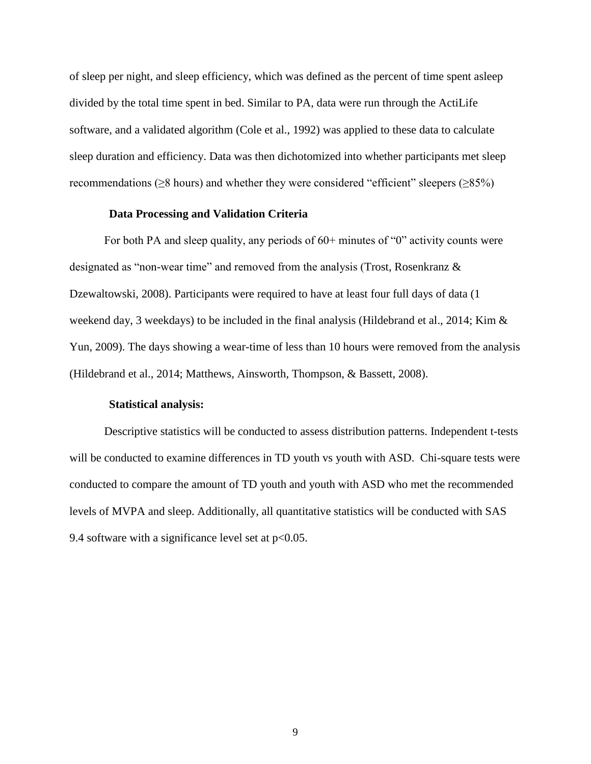of sleep per night, and sleep efficiency, which was defined as the percent of time spent asleep divided by the total time spent in bed. Similar to PA, data were run through the ActiLife software, and a validated algorithm (Cole et al., 1992) was applied to these data to calculate sleep duration and efficiency. Data was then dichotomized into whether participants met sleep recommendations (≥8 hours) and whether they were considered "efficient" sleepers (≥85%)

### Data Processing and Validation Criteria

For both PA and sleep quality, any periods of 60+ minutes of "0" activity counts were designated as "non-wear time" and removed from the analysis (Trost, Rosenkranz & Dzewaltowski, 2008). Participants were required to have at least four full days of data (1 weekend day, 3 weekdays) to be included in the final analysis (Hildebrand et al., 2014; Kim & Yun, 2009). The days showing a wear-time of less than 10 hours were removed from the analysis (Hildebrand et al., 2014; Matthews, Ainsworth, Thompson, & Bassett, 2008).

### Statistical analysis:

Descriptive statistics will be conducted to assess distribution patterns. Independent t-tests will be conducted to examine differences in TD youth vs youth with ASD. Chi-square tests were conducted to compare the amount of TD youth and youth with ASD who met the recommended levels of MVPA and sleep. Additionally, all quantitative statistics will be conducted with SAS 9.4 software with a significance level set at $p<0.05$.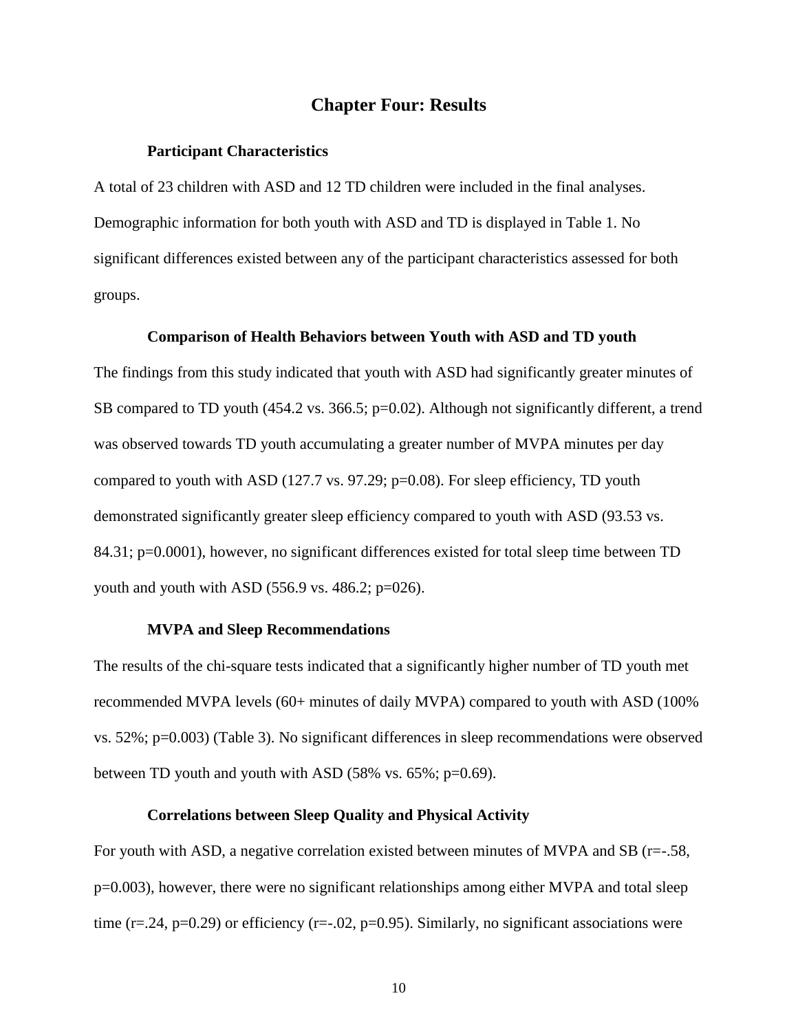# Chapter Four: Results

### Participant Characteristics

A total of 23 children with ASD and 12 TD children were included in the final analyses. Demographic information for both youth with ASD and TD is displayed in Table 1. No significant differences existed between any of the participant characteristics assessed for both groups.

### Comparison of Health Behaviors between Youth with ASD and TD youth

The findings from this study indicated that youth with ASD had significantly greater minutes of SB compared to TD youth (454.2 vs. 366.5; p=0.02). Although not significantly different, a trend was observed towards TD youth accumulating a greater number of MVPA minutes per day compared to youth with ASD (127.7 vs. 97.29; p=0.08). For sleep efficiency, TD youth demonstrated significantly greater sleep efficiency compared to youth with ASD (93.53 vs. 84.31; p=0.0001), however, no significant differences existed for total sleep time between TD youth and youth with ASD (556.9 vs. 486.2; p=026).

### MVPA and Sleep Recommendations

The results of the chi-square tests indicated that a significantly higher number of TD youth met recommended MVPA levels (60+ minutes of daily MVPA) compared to youth with ASD (100% vs. 52%; p=0.003) (Table 3). No significant differences in sleep recommendations were observed between TD youth and youth with ASD (58% vs. 65%; p=0.69).

### Correlations between Sleep Quality and Physical Activity

For youth with ASD, a negative correlation existed between minutes of MVPA and SB (r=-.58, p=0.003), however, there were no significant relationships among either MVPA and total sleep time (r=.24, p=0.29) or efficiency (r=-.02, p=0.95). Similarly, no significant associations were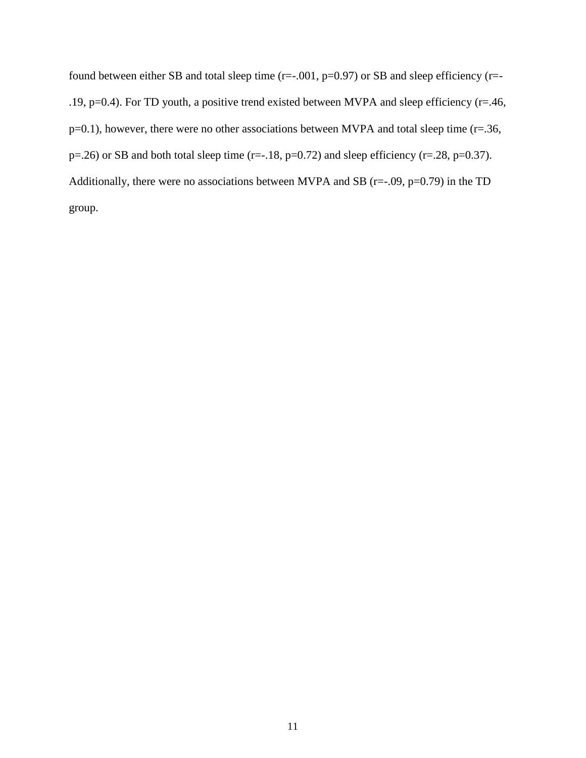found between either SB and total sleep time ($r=-.001$, $p=0.97$) or SB and sleep efficiency ($r=-.19$, $p=0.4$). For TD youth, a positive trend existed between MVPA and sleep efficiency ($r=.46$, $p=0.1$), however, there were no other associations between MVPA and total sleep time ($r=.36$, $p=.26$) or SB and both total sleep time ($r=-.18$, $p=0.72$) and sleep efficiency ($r=.28$, $p=0.37$). Additionally, there were no associations between MVPA and SB ($r=-.09$, $p=0.79$) in the TD group.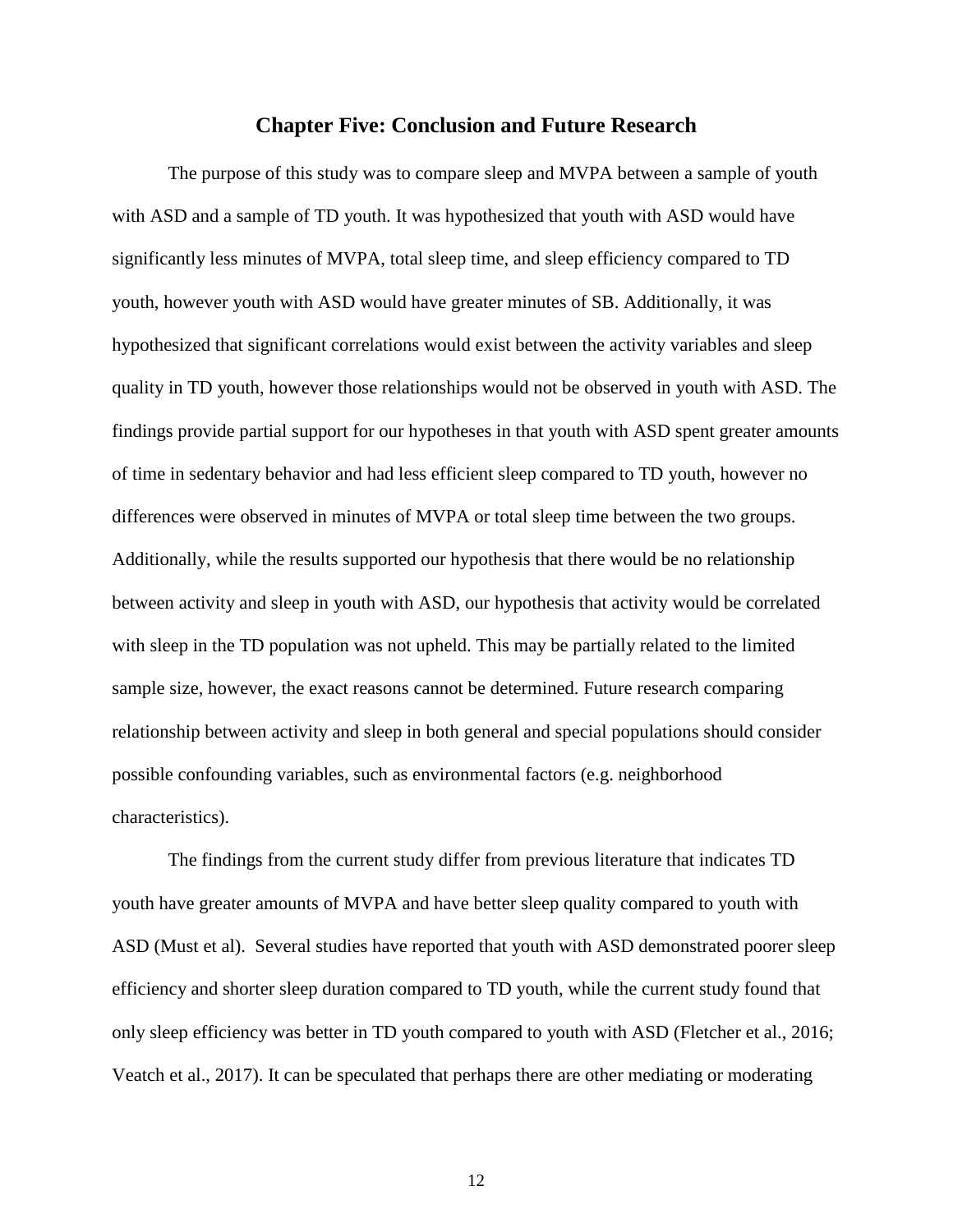## Chapter Five: Conclusion and Future Research

The purpose of this study was to compare sleep and MVPA between a sample of youth with ASD and a sample of TD youth. It was hypothesized that youth with ASD would have significantly less minutes of MVPA, total sleep time, and sleep efficiency compared to TD youth, however youth with ASD would have greater minutes of SB. Additionally, it was hypothesized that significant correlations would exist between the activity variables and sleep quality in TD youth, however those relationships would not be observed in youth with ASD. The findings provide partial support for our hypotheses in that youth with ASD spent greater amounts of time in sedentary behavior and had less efficient sleep compared to TD youth, however no differences were observed in minutes of MVPA or total sleep time between the two groups. Additionally, while the results supported our hypothesis that there would be no relationship between activity and sleep in youth with ASD, our hypothesis that activity would be correlated with sleep in the TD population was not upheld. This may be partially related to the limited sample size, however, the exact reasons cannot be determined. Future research comparing relationship between activity and sleep in both general and special populations should consider possible confounding variables, such as environmental factors (e.g. neighborhood characteristics).

The findings from the current study differ from previous literature that indicates TD youth have greater amounts of MVPA and have better sleep quality compared to youth with ASD (Must et al). Several studies have reported that youth with ASD demonstrated poorer sleep efficiency and shorter sleep duration compared to TD youth, while the current study found that only sleep efficiency was better in TD youth compared to youth with ASD (Fletcher et al., 2016; Veatch et al., 2017). It can be speculated that perhaps there are other mediating or moderating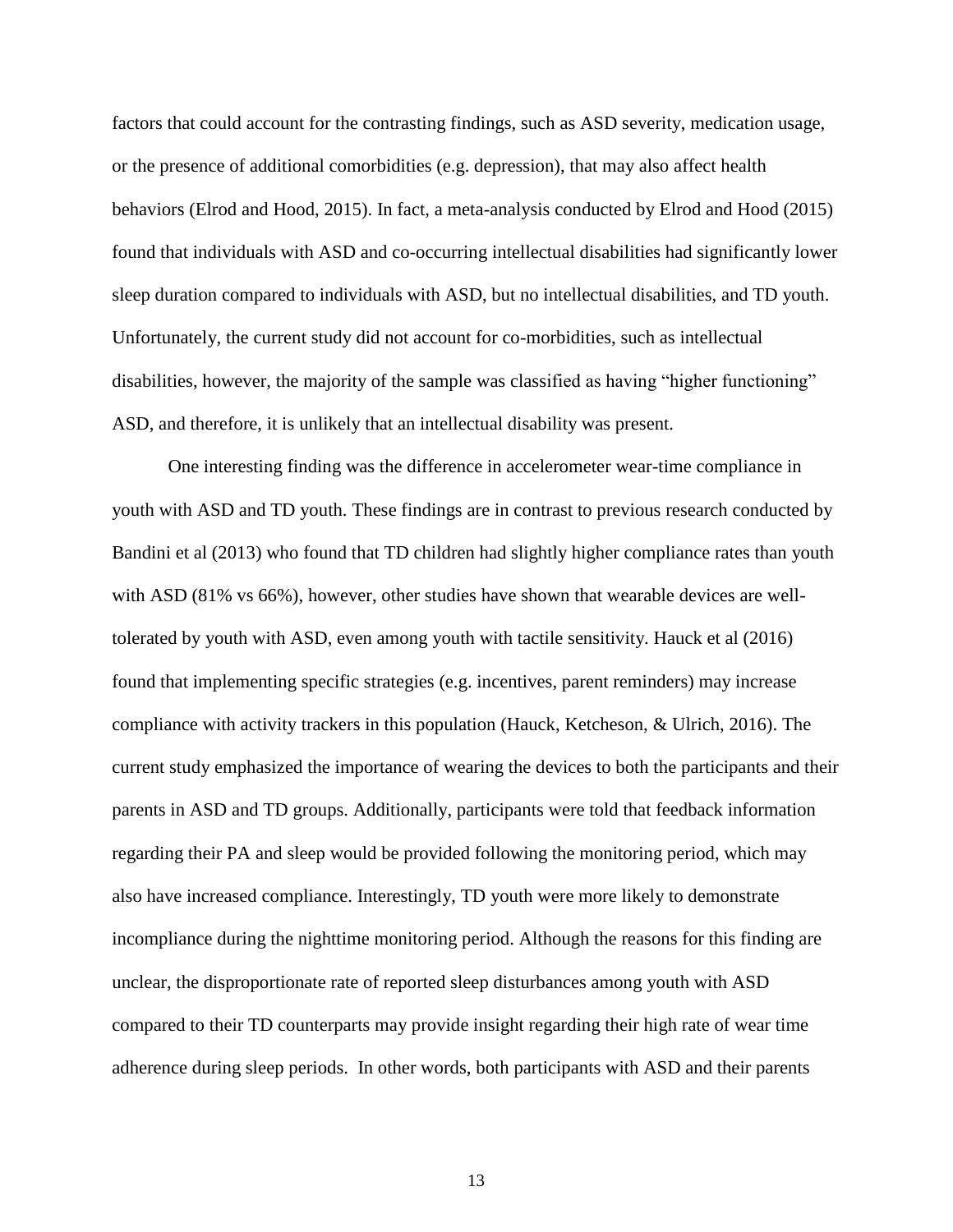factors that could account for the contrasting findings, such as ASD severity, medication usage, or the presence of additional comorbidities (e.g. depression), that may also affect health behaviors (Elrod and Hood, 2015). In fact, a meta-analysis conducted by Elrod and Hood (2015) found that individuals with ASD and co-occurring intellectual disabilities had significantly lower sleep duration compared to individuals with ASD, but no intellectual disabilities, and TD youth. Unfortunately, the current study did not account for co-morbidities, such as intellectual disabilities, however, the majority of the sample was classified as having "higher functioning" ASD, and therefore, it is unlikely that an intellectual disability was present.

One interesting finding was the difference in accelerometer wear-time compliance in youth with ASD and TD youth. These findings are in contrast to previous research conducted by Bandini et al (2013) who found that TD children had slightly higher compliance rates than youth with ASD (81% vs 66%), however, other studies have shown that wearable devices are well-tolerated by youth with ASD, even among youth with tactile sensitivity. Hauck et al (2016) found that implementing specific strategies (e.g. incentives, parent reminders) may increase compliance with activity trackers in this population (Hauck, Ketcheson, & Ulrich, 2016). The current study emphasized the importance of wearing the devices to both the participants and their parents in ASD and TD groups. Additionally, participants were told that feedback information regarding their PA and sleep would be provided following the monitoring period, which may also have increased compliance. Interestingly, TD youth were more likely to demonstrate incompliance during the nighttime monitoring period. Although the reasons for this finding are unclear, the disproportionate rate of reported sleep disturbances among youth with ASD compared to their TD counterparts may provide insight regarding their high rate of wear time adherence during sleep periods. In other words, both participants with ASD and their parents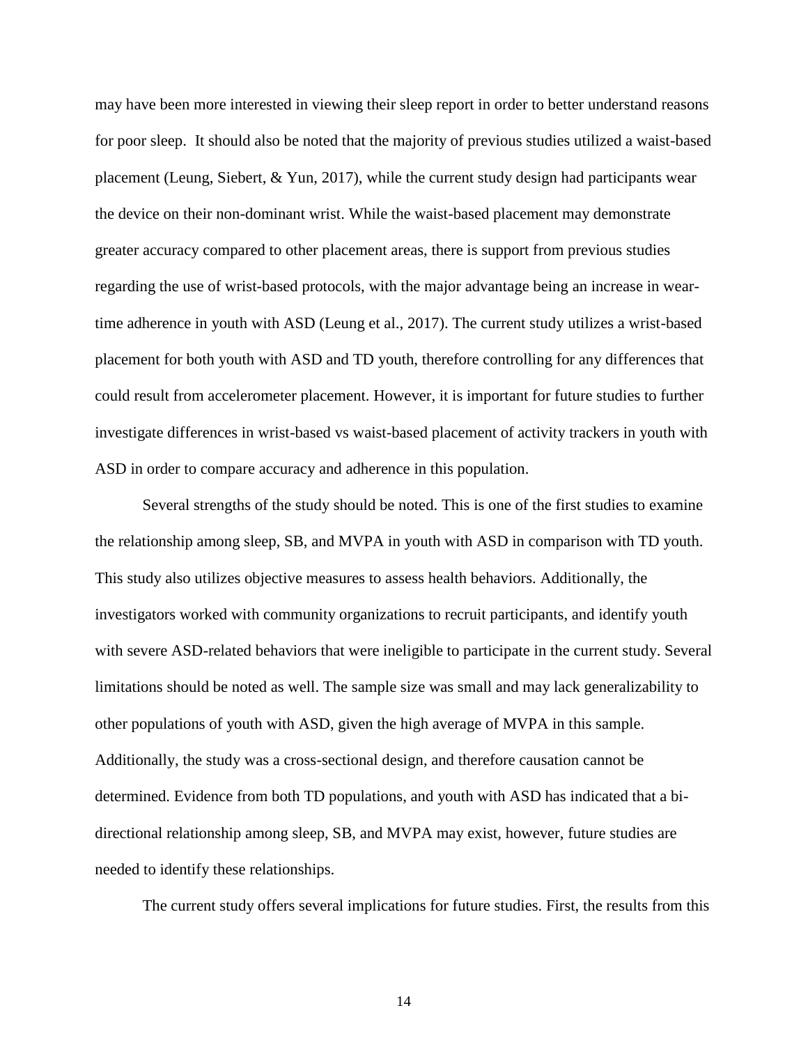may have been more interested in viewing their sleep report in order to better understand reasons for poor sleep. It should also be noted that the majority of previous studies utilized a waist-based placement (Leung, Siebert, & Yun, 2017), while the current study design had participants wear the device on their non-dominant wrist. While the waist-based placement may demonstrate greater accuracy compared to other placement areas, there is support from previous studies regarding the use of wrist-based protocols, with the major advantage being an increase in wear-time adherence in youth with ASD (Leung et al., 2017). The current study utilizes a wrist-based placement for both youth with ASD and TD youth, therefore controlling for any differences that could result from accelerometer placement. However, it is important for future studies to further investigate differences in wrist-based vs waist-based placement of activity trackers in youth with ASD in order to compare accuracy and adherence in this population.

Several strengths of the study should be noted. This is one of the first studies to examine the relationship among sleep, SB, and MVPA in youth with ASD in comparison with TD youth. This study also utilizes objective measures to assess health behaviors. Additionally, the investigators worked with community organizations to recruit participants, and identify youth with severe ASD-related behaviors that were ineligible to participate in the current study. Several limitations should be noted as well. The sample size was small and may lack generalizability to other populations of youth with ASD, given the high average of MVPA in this sample. Additionally, the study was a cross-sectional design, and therefore causation cannot be determined. Evidence from both TD populations, and youth with ASD has indicated that a bi-directional relationship among sleep, SB, and MVPA may exist, however, future studies are needed to identify these relationships.

The current study offers several implications for future studies. First, the results from this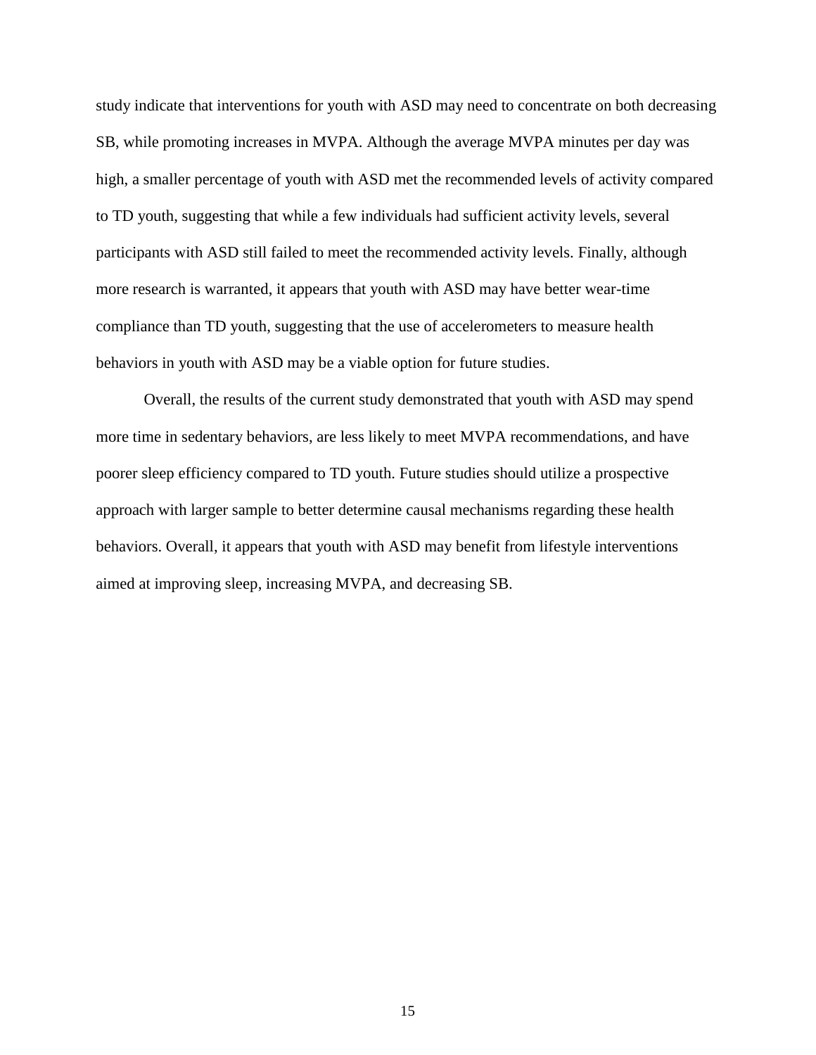study indicate that interventions for youth with ASD may need to concentrate on both decreasing SB, while promoting increases in MVPA. Although the average MVPA minutes per day was high, a smaller percentage of youth with ASD met the recommended levels of activity compared to TD youth, suggesting that while a few individuals had sufficient activity levels, several participants with ASD still failed to meet the recommended activity levels. Finally, although more research is warranted, it appears that youth with ASD may have better wear-time compliance than TD youth, suggesting that the use of accelerometers to measure health behaviors in youth with ASD may be a viable option for future studies.

Overall, the results of the current study demonstrated that youth with ASD may spend more time in sedentary behaviors, are less likely to meet MVPA recommendations, and have poorer sleep efficiency compared to TD youth. Future studies should utilize a prospective approach with larger sample to better determine causal mechanisms regarding these health behaviors. Overall, it appears that youth with ASD may benefit from lifestyle interventions aimed at improving sleep, increasing MVPA, and decreasing SB.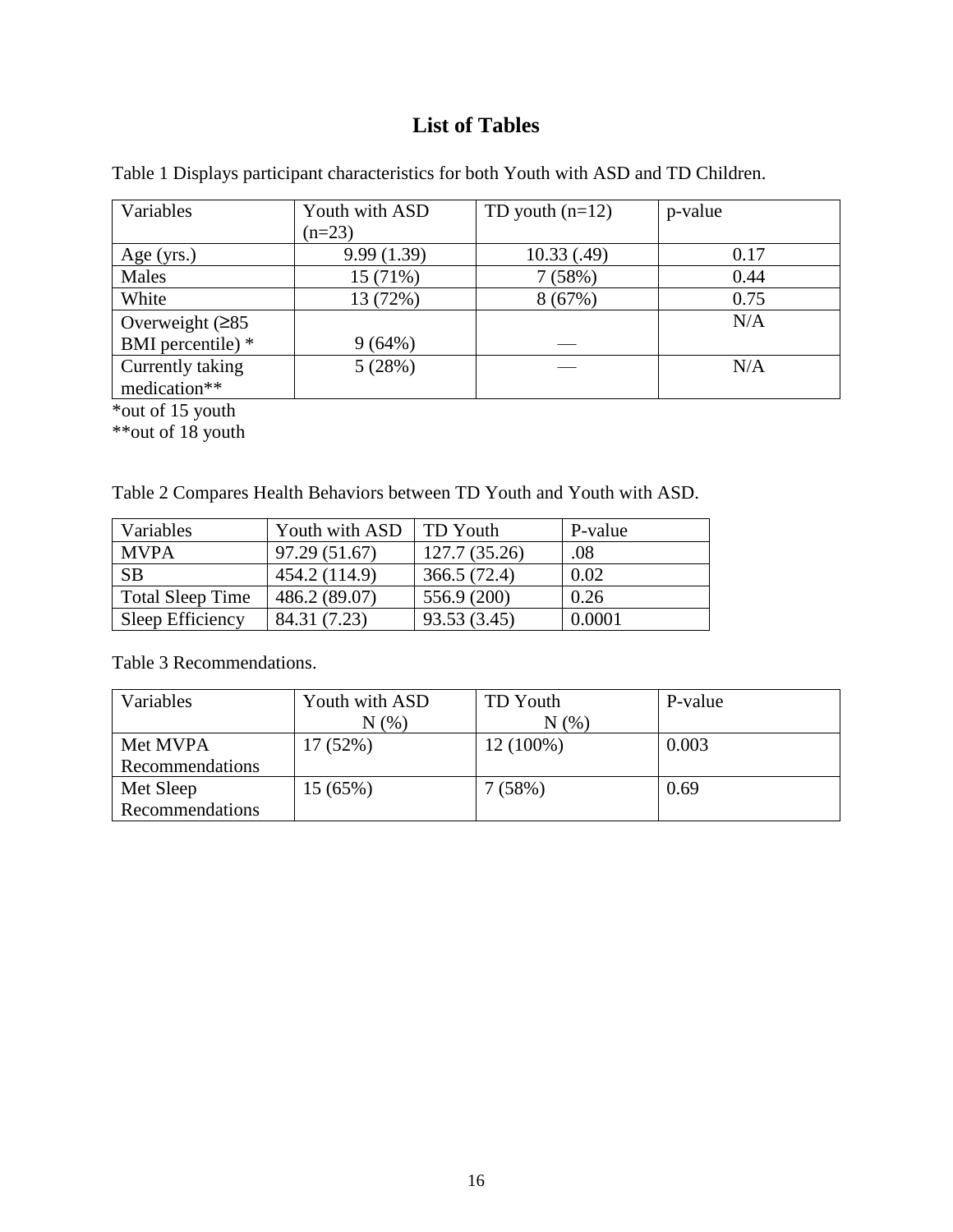# List of Tables

Table 1 Displays participant characteristics for both Youth with ASD and TD Children.

| Variables | Youth with ASD (n=23) | TD youth (n=12) | p-value |
|---|---|---|---|
| Age (yrs.) | 9.99 (1.39) | 10.33 (.49) | 0.17 |
| Males | 15 (71%) | 7 (58%) | 0.44 |
| White | 13 (72%) | 8 (67%) | 0.75 |
| Overweight (≥85 BMI percentile) * | 9 (64%) | — | N/A |
| Currently taking medication** | 5 (28%) | — | N/A |

*out of 15 youth

**out of 18 youth

Table 2 Compares Health Behaviors between TD Youth and Youth with ASD.

| Variables | Youth with ASD | TD Youth | P-value |
|---|---|---|---|
| MVPA | 97.29 (51.67) | 127.7 (35.26) | .08 |
| SB | 454.2 (114.9) | 366.5 (72.4) | 0.02 |
| Total Sleep Time | 486.2 (89.07) | 556.9 (200) | 0.26 |
| Sleep Efficiency | 84.31 (7.23) | 93.53 (3.45) | 0.0001 |

Table 3 Recommendations.

| Variables | Youth with ASD N (%) | TD Youth N (%) | P-value |
|---|---|---|---|
| Met MVPA Recommendations | 17 (52%) | 12 (100%) | 0.003 |
| Met Sleep Recommendations | 15 (65%) | 7 (58%) | 0.69 |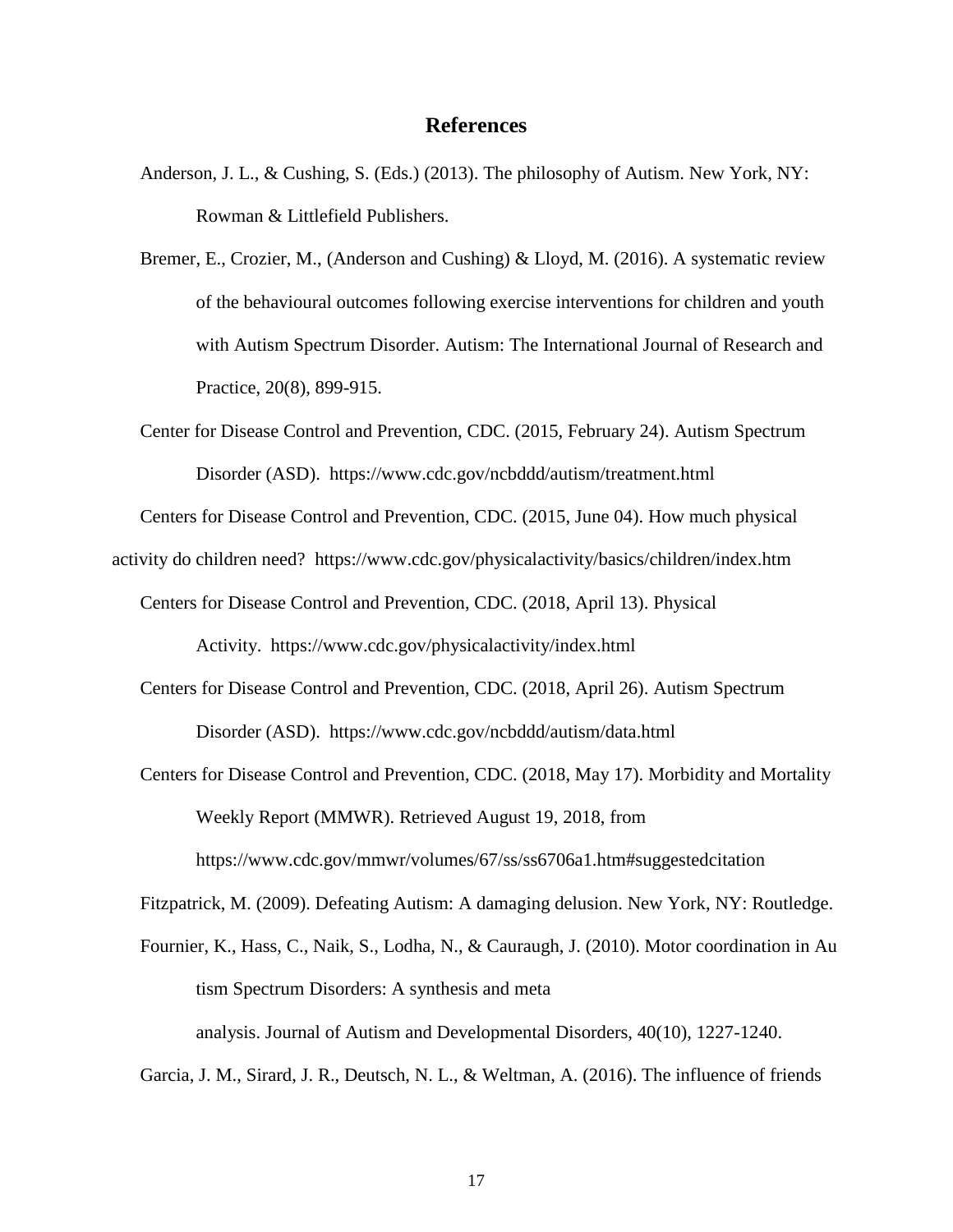## References

Anderson, J. L., & Cushing, S. (Eds.) (2013). The philosophy of Autism. New York, NY: Rowman & Littlefield Publishers.

Bremer, E., Crozier, M., (Anderson and Cushing) & Lloyd, M. (2016). A systematic review of the behavioural outcomes following exercise interventions for children and youth with Autism Spectrum Disorder. Autism: The International Journal of Research and Practice, 20(8), 899-915.

Center for Disease Control and Prevention, CDC. (2015, February 24). Autism Spectrum Disorder (ASD). https://www.cdc.gov/ncbddd/autism/treatment.html

Centers for Disease Control and Prevention, CDC. (2015, June 04). How much physical activity do children need? https://www.cdc.gov/physicalactivity/basics/children/index.htm

Centers for Disease Control and Prevention, CDC. (2018, April 13). Physical Activity. https://www.cdc.gov/physicalactivity/index.html

Centers for Disease Control and Prevention, CDC. (2018, April 26). Autism Spectrum Disorder (ASD). https://www.cdc.gov/ncbddd/autism/data.html

Centers for Disease Control and Prevention, CDC. (2018, May 17). Morbidity and Mortality Weekly Report (MMWR). Retrieved August 19, 2018, from https://www.cdc.gov/mmwr/volumes/67/ss/ss6706a1.htm#suggestedcitation

Fitzpatrick, M. (2009). Defeating Autism: A damaging delusion. New York, NY: Routledge.

Fournier, K., Hass, C., Naik, S., Lodha, N., & Cauraugh, J. (2010). Motor coordination in Au tism Spectrum Disorders: A synthesis and meta analysis. Journal of Autism and Developmental Disorders, 40(10), 1227-1240.

Garcia, J. M., Sirard, J. R., Deutsch, N. L., & Weltman, A. (2016). The influence of friends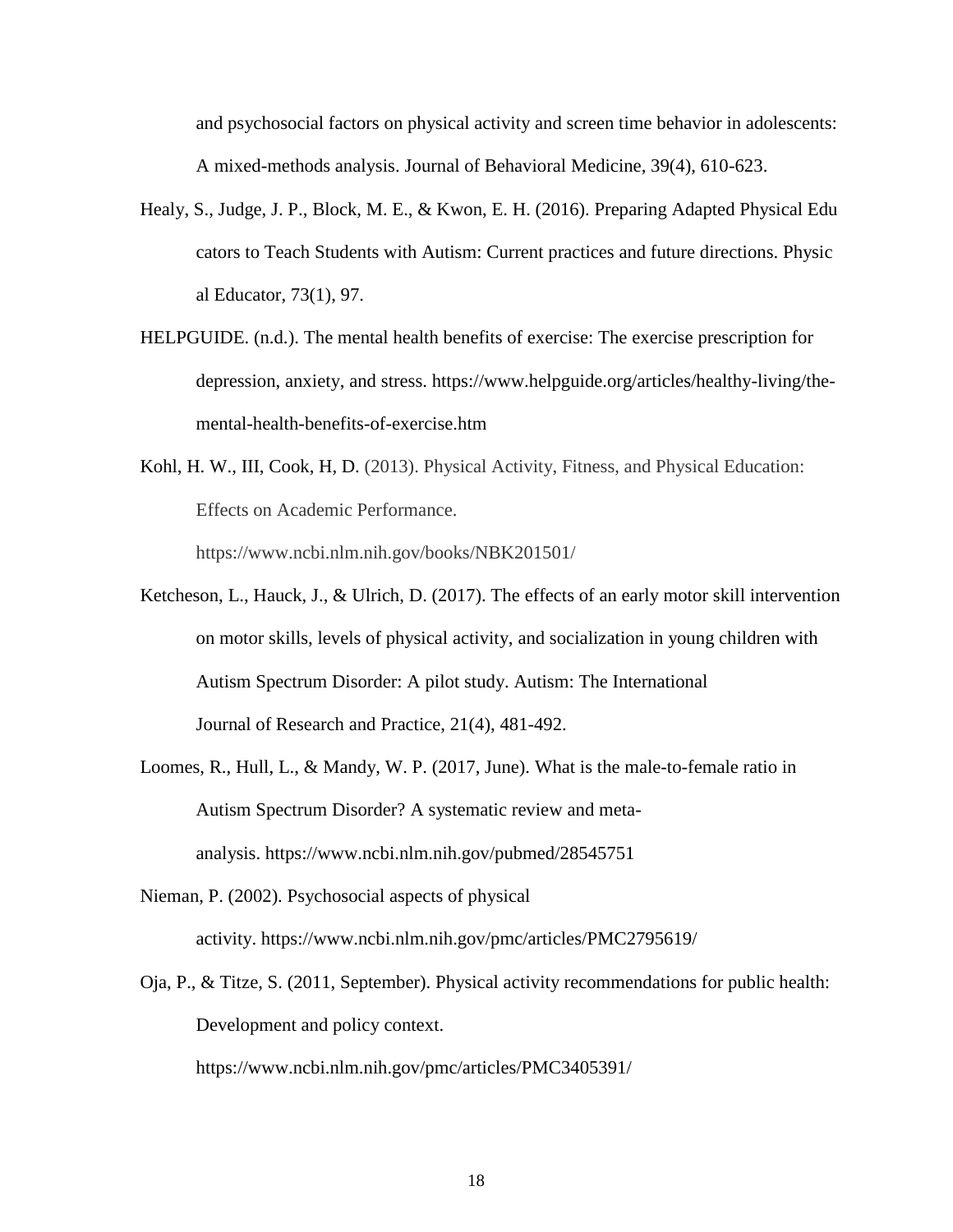and psychosocial factors on physical activity and screen time behavior in adolescents: A mixed-methods analysis. Journal of Behavioral Medicine, 39(4), 610-623.

Healy, S., Judge, J. P., Block, M. E., & Kwon, E. H. (2016). Preparing Adapted Physical Edu cators to Teach Students with Autism: Current practices and future directions. Physic al Educator, 73(1), 97.

HELPGUIDE. (n.d.). The mental health benefits of exercise: The exercise prescription for depression, anxiety, and stress. https://www.helpguide.org/articles/healthy-living/the-mental-health-benefits-of-exercise.htm

Kohl, H. W., III, Cook, H, D. (2013). Physical Activity, Fitness, and Physical Education: Effects on Academic Performance. https://www.ncbi.nlm.nih.gov/books/NBK201501/

Ketcheson, L., Hauck, J., & Ulrich, D. (2017). The effects of an early motor skill intervention on motor skills, levels of physical activity, and socialization in young children with Autism Spectrum Disorder: A pilot study. Autism: The International Journal of Research and Practice, 21(4), 481-492.

Loomes, R., Hull, L., & Mandy, W. P. (2017, June). What is the male-to-female ratio in Autism Spectrum Disorder? A systematic review and meta-analysis. https://www.ncbi.nlm.nih.gov/pubmed/28545751

Nieman, P. (2002). Psychosocial aspects of physical activity. https://www.ncbi.nlm.nih.gov/pmc/articles/PMC2795619/

Oja, P., & Titze, S. (2011, September). Physical activity recommendations for public health: Development and policy context. https://www.ncbi.nlm.nih.gov/pmc/articles/PMC3405391/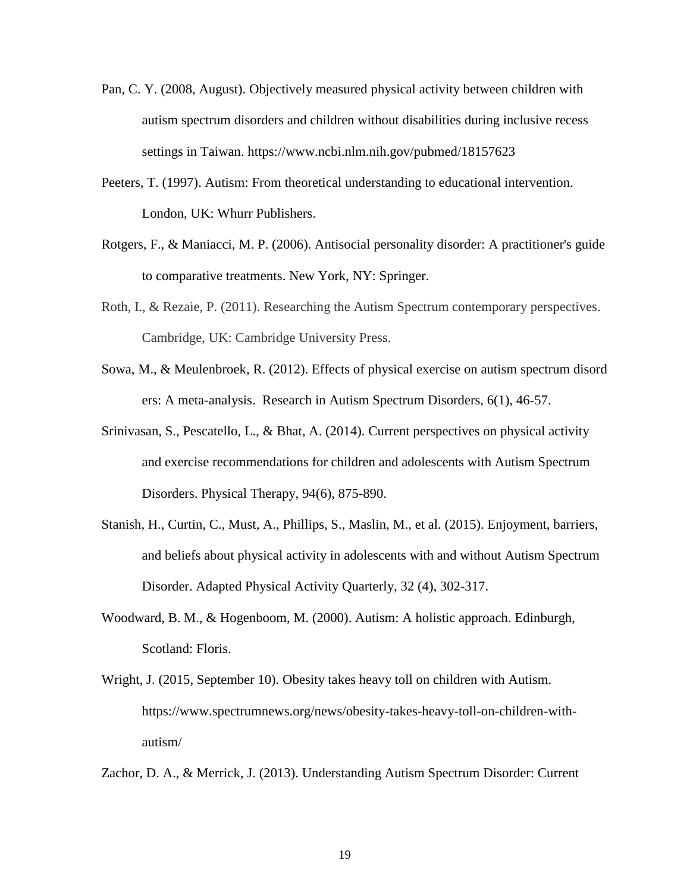Pan, C. Y. (2008, August). Objectively measured physical activity between children with autism spectrum disorders and children without disabilities during inclusive recess settings in Taiwan. https://www.ncbi.nlm.nih.gov/pubmed/18157623

Peeters, T. (1997). Autism: From theoretical understanding to educational intervention. London, UK: Whurr Publishers.

Rotgers, F., & Maniacci, M. P. (2006). Antisocial personality disorder: A practitioner's guide to comparative treatments. New York, NY: Springer.

Roth, I., & Rezaie, P. (2011). Researching the Autism Spectrum contemporary perspectives. Cambridge, UK: Cambridge University Press.

Sowa, M., & Meulenbroek, R. (2012). Effects of physical exercise on autism spectrum disorders: A meta-analysis. Research in Autism Spectrum Disorders, 6(1), 46-57.

Srinivasan, S., Pescatello, L., & Bhat, A. (2014). Current perspectives on physical activity and exercise recommendations for children and adolescents with Autism Spectrum Disorders. Physical Therapy, 94(6), 875-890.

Stanish, H., Curtin, C., Must, A., Phillips, S., Maslin, M., et al. (2015). Enjoyment, barriers, and beliefs about physical activity in adolescents with and without Autism Spectrum Disorder. Adapted Physical Activity Quarterly, 32 (4), 302-317.

Woodward, B. M., & Hogenboom, M. (2000). Autism: A holistic approach. Edinburgh, Scotland: Floris.

Wright, J. (2015, September 10). Obesity takes heavy toll on children with Autism. https://www.spectrumnews.org/news/obesity-takes-heavy-toll-on-children-with-autism/

Zachor, D. A., & Merrick, J. (2013). Understanding Autism Spectrum Disorder: Current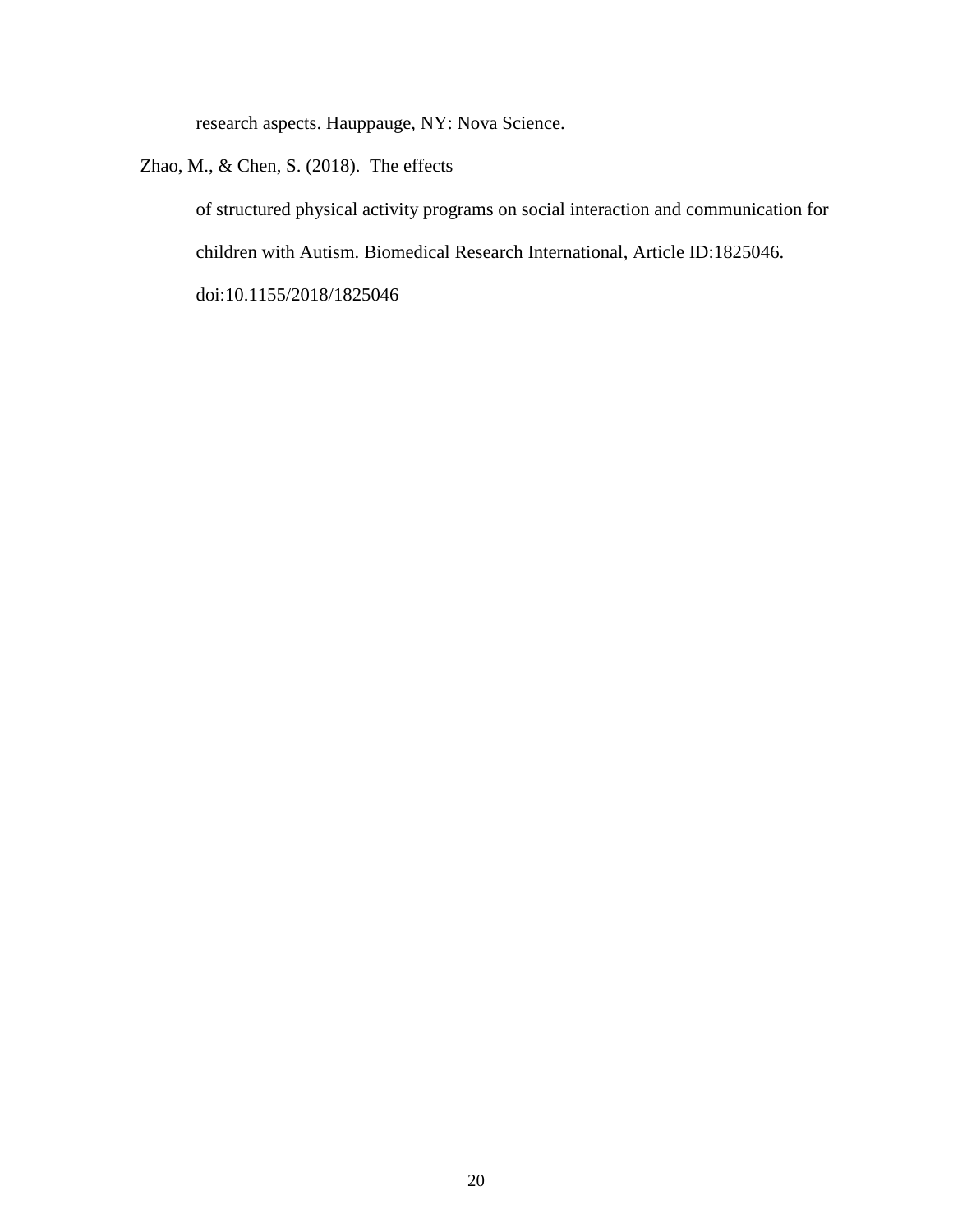research aspects. Hauppauge, NY: Nova Science.

Zhao, M., & Chen, S. (2018). The effects of structured physical activity programs on social interaction and communication for children with Autism. Biomedical Research International, Article ID:1825046. doi:10.1155/2018/1825046